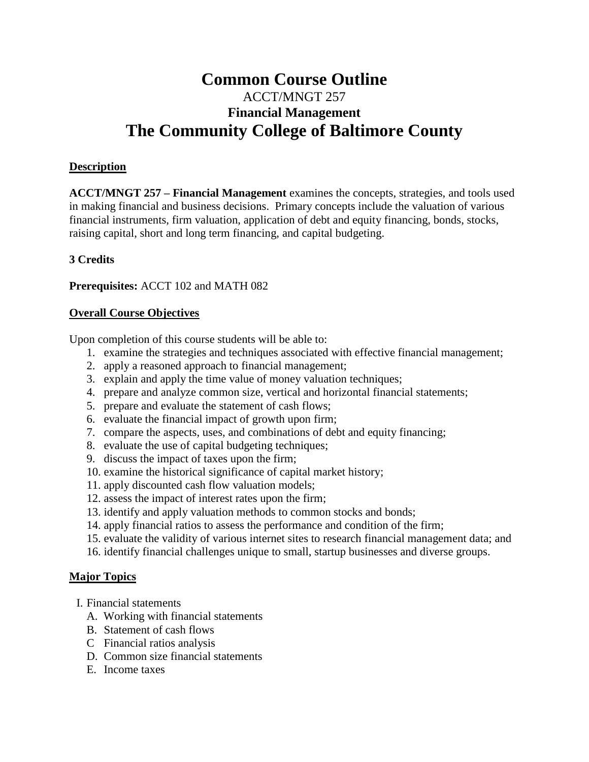# Common Course Outline

ACCT/MNGT 257

**Financial Management**

# The Community College of Baltimore County

## Description

**ACCT/MNGT 257 – Financial Management** examines the concepts, strategies, and tools used in making financial and business decisions. Primary concepts include the valuation of various financial instruments, firm valuation, application of debt and equity financing, bonds, stocks, raising capital, short and long term financing, and capital budgeting.

**3 Credits**

**Prerequisites:** ACCT 102 and MATH 082

## Overall Course Objectives

Upon completion of this course students will be able to:

1. examine the strategies and techniques associated with effective financial management;
2. apply a reasoned approach to financial management;
3. explain and apply the time value of money valuation techniques;
4. prepare and analyze common size, vertical and horizontal financial statements;
5. prepare and evaluate the statement of cash flows;
6. evaluate the financial impact of growth upon firm;
7. compare the aspects, uses, and combinations of debt and equity financing;
8. evaluate the use of capital budgeting techniques;
9. discuss the impact of taxes upon the firm;
10. examine the historical significance of capital market history;
11. apply discounted cash flow valuation models;
12. assess the impact of interest rates upon the firm;
13. identify and apply valuation methods to common stocks and bonds;
14. apply financial ratios to assess the performance and condition of the firm;
15. evaluate the validity of various internet sites to research financial management data; and
16. identify financial challenges unique to small, startup businesses and diverse groups.

## Major Topics

I. Financial statements
   A. Working with financial statements
   B. Statement of cash flows
   C Financial ratios analysis
   D. Common size financial statements
   E. Income taxes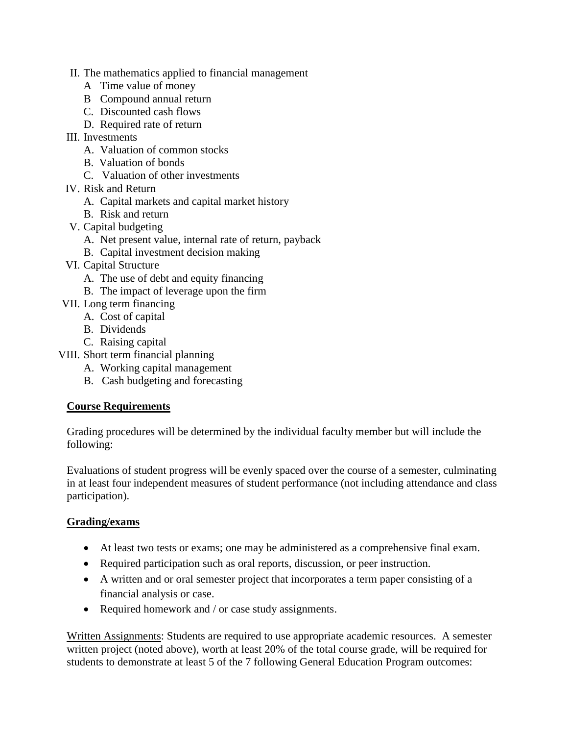II. The mathematics applied to financial management
    A Time value of money
    B Compound annual return
    C. Discounted cash flows
    D. Required rate of return
III. Investments
    A. Valuation of common stocks
    B. Valuation of bonds
    C. Valuation of other investments
IV. Risk and Return
    A. Capital markets and capital market history
    B. Risk and return
V. Capital budgeting
    A. Net present value, internal rate of return, payback
    B. Capital investment decision making
VI. Capital Structure
    A. The use of debt and equity financing
    B. The impact of leverage upon the firm
VII. Long term financing
    A. Cost of capital
    B. Dividends
    C. Raising capital
VIII. Short term financial planning
    A. Working capital management
    B. Cash budgeting and forecasting

**Course Requirements**

Grading procedures will be determined by the individual faculty member but will include the following:

Evaluations of student progress will be evenly spaced over the course of a semester, culminating in at least four independent measures of student performance (not including attendance and class participation).

**Grading/exams**

- At least two tests or exams; one may be administered as a comprehensive final exam.
- Required participation such as oral reports, discussion, or peer instruction.
- A written and or oral semester project that incorporates a term paper consisting of a financial analysis or case.
- Required homework and / or case study assignments.

Written Assignments: Students are required to use appropriate academic resources. A semester written project (noted above), worth at least 20% of the total course grade, will be required for students to demonstrate at least 5 of the 7 following General Education Program outcomes: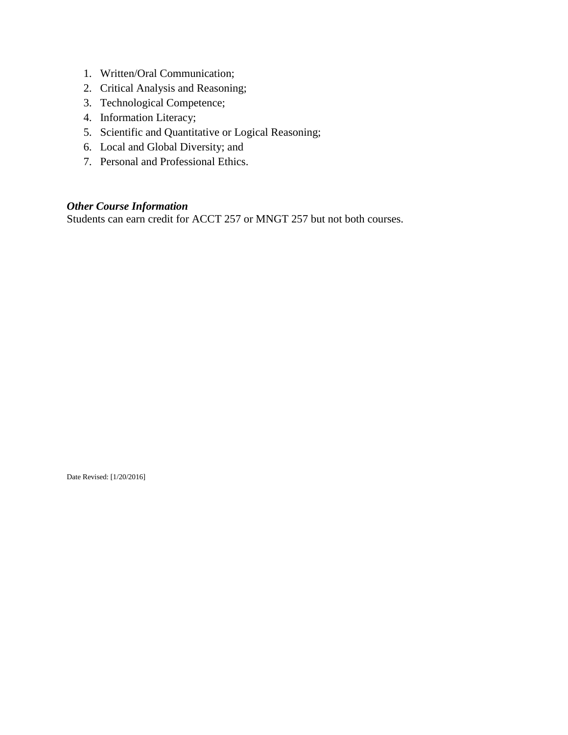1. Written/Oral Communication;
2. Critical Analysis and Reasoning;
3. Technological Competence;
4. Information Literacy;
5. Scientific and Quantitative or Logical Reasoning;
6. Local and Global Diversity; and
7. Personal and Professional Ethics.

***Other Course Information***

Students can earn credit for ACCT 257 or MNGT 257 but not both courses.

Date Revised: [1/20/2016]